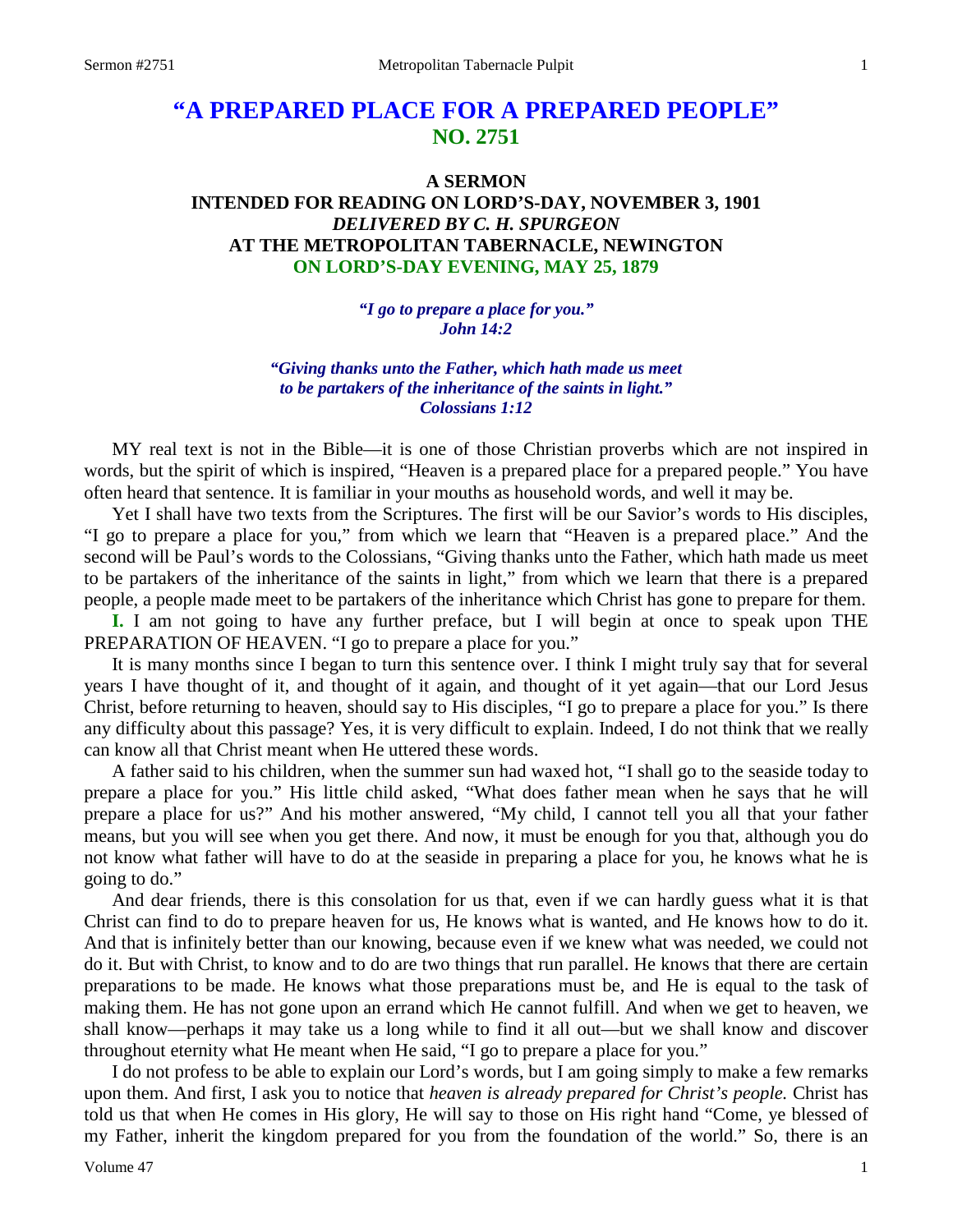# "A PREPARED PLACE FOR A PREPARED PEOPLE"
## NO. 2751

### A SERMON
### INTENDED FOR READING ON LORD'S-DAY, NOVEMBER 3, 1901
### *DELIVERED BY C. H. SPURGEON*
### AT THE METROPOLITAN TABERNACLE, NEWINGTON
### ON LORD'S-DAY EVENING, MAY 25, 1879

> ***"I go to prepare a place for you."***
> ***John 14:2***

> ***"Giving thanks unto the Father, which hath made us meet to be partakers of the inheritance of the saints in light."***
> ***Colossians 1:12***

MY real text is not in the Bible—it is one of those Christian proverbs which are not inspired in words, but the spirit of which is inspired, "Heaven is a prepared place for a prepared people." You have often heard that sentence. It is familiar in your mouths as household words, and well it may be.

Yet I shall have two texts from the Scriptures. The first will be our Savior's words to His disciples, "I go to prepare a place for you," from which we learn that "Heaven is a prepared place." And the second will be Paul's words to the Colossians, "Giving thanks unto the Father, which hath made us meet to be partakers of the inheritance of the saints in light," from which we learn that there is a prepared people, a people made meet to be partakers of the inheritance which Christ has gone to prepare for them.

**I.** I am not going to have any further preface, but I will begin at once to speak upon THE PREPARATION OF HEAVEN. "I go to prepare a place for you."

It is many months since I began to turn this sentence over. I think I might truly say that for several years I have thought of it, and thought of it again, and thought of it yet again—that our Lord Jesus Christ, before returning to heaven, should say to His disciples, "I go to prepare a place for you." Is there any difficulty about this passage? Yes, it is very difficult to explain. Indeed, I do not think that we really can know all that Christ meant when He uttered these words.

A father said to his children, when the summer sun had waxed hot, "I shall go to the seaside today to prepare a place for you." His little child asked, "What does father mean when he says that he will prepare a place for us?" And his mother answered, "My child, I cannot tell you all that your father means, but you will see when you get there. And now, it must be enough for you that, although you do not know what father will have to do at the seaside in preparing a place for you, he knows what he is going to do."

And dear friends, there is this consolation for us that, even if we can hardly guess what it is that Christ can find to do to prepare heaven for us, He knows what is wanted, and He knows how to do it. And that is infinitely better than our knowing, because even if we knew what was needed, we could not do it. But with Christ, to know and to do are two things that run parallel. He knows that there are certain preparations to be made. He knows what those preparations must be, and He is equal to the task of making them. He has not gone upon an errand which He cannot fulfill. And when we get to heaven, we shall know—perhaps it may take us a long while to find it all out—but we shall know and discover throughout eternity what He meant when He said, "I go to prepare a place for you."

I do not profess to be able to explain our Lord's words, but I am going simply to make a few remarks upon them. And first, I ask you to notice that *heaven is already prepared for Christ's people.* Christ has told us that when He comes in His glory, He will say to those on His right hand "Come, ye blessed of my Father, inherit the kingdom prepared for you from the foundation of the world." So, there is an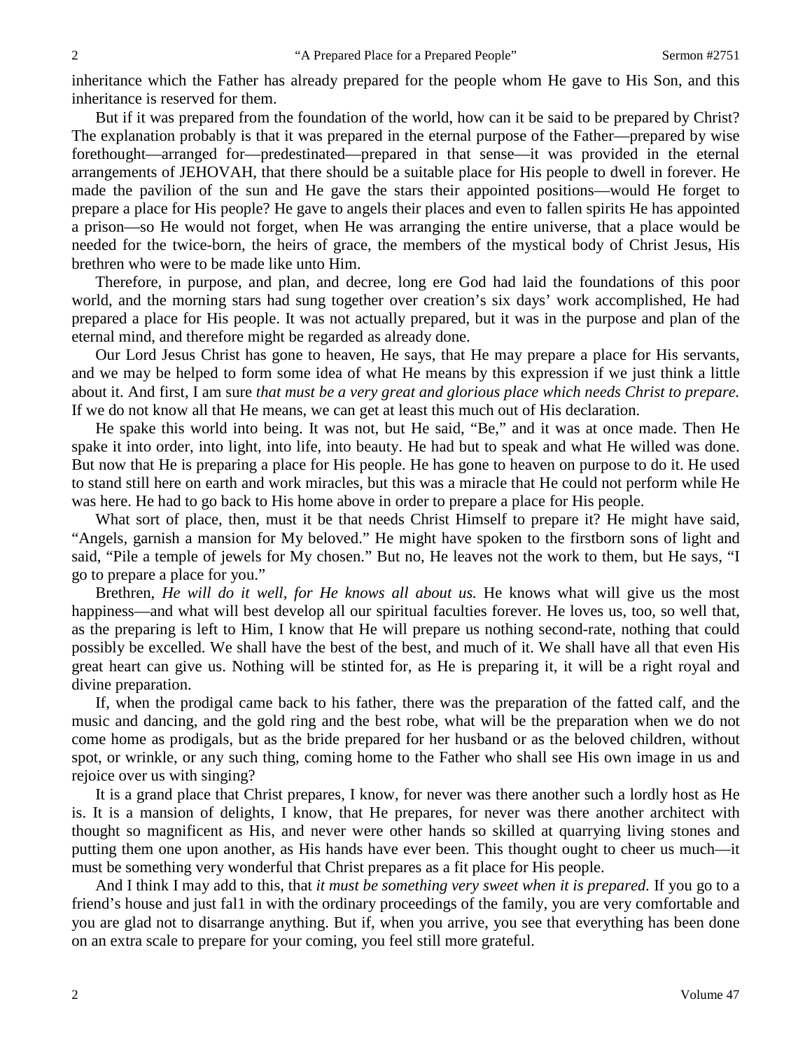inheritance which the Father has already prepared for the people whom He gave to His Son, and this inheritance is reserved for them.

But if it was prepared from the foundation of the world, how can it be said to be prepared by Christ? The explanation probably is that it was prepared in the eternal purpose of the Father—prepared by wise forethought—arranged for—predestinated—prepared in that sense—it was provided in the eternal arrangements of JEHOVAH, that there should be a suitable place for His people to dwell in forever. He made the pavilion of the sun and He gave the stars their appointed positions—would He forget to prepare a place for His people? He gave to angels their places and even to fallen spirits He has appointed a prison—so He would not forget, when He was arranging the entire universe, that a place would be needed for the twice-born, the heirs of grace, the members of the mystical body of Christ Jesus, His brethren who were to be made like unto Him.

Therefore, in purpose, and plan, and decree, long ere God had laid the foundations of this poor world, and the morning stars had sung together over creation's six days' work accomplished, He had prepared a place for His people. It was not actually prepared, but it was in the purpose and plan of the eternal mind, and therefore might be regarded as already done.

Our Lord Jesus Christ has gone to heaven, He says, that He may prepare a place for His servants, and we may be helped to form some idea of what He means by this expression if we just think a little about it. And first, I am sure *that must be a very great and glorious place which needs Christ to prepare.* If we do not know all that He means, we can get at least this much out of His declaration.

He spake this world into being. It was not, but He said, "Be," and it was at once made. Then He spake it into order, into light, into life, into beauty. He had but to speak and what He willed was done. But now that He is preparing a place for His people. He has gone to heaven on purpose to do it. He used to stand still here on earth and work miracles, but this was a miracle that He could not perform while He was here. He had to go back to His home above in order to prepare a place for His people.

What sort of place, then, must it be that needs Christ Himself to prepare it? He might have said, "Angels, garnish a mansion for My beloved." He might have spoken to the firstborn sons of light and said, "Pile a temple of jewels for My chosen." But no, He leaves not the work to them, but He says, "I go to prepare a place for you."

Brethren, *He will do it well, for He knows all about us.* He knows what will give us the most happiness—and what will best develop all our spiritual faculties forever. He loves us, too, so well that, as the preparing is left to Him, I know that He will prepare us nothing second-rate, nothing that could possibly be excelled. We shall have the best of the best, and much of it. We shall have all that even His great heart can give us. Nothing will be stinted for, as He is preparing it, it will be a right royal and divine preparation.

If, when the prodigal came back to his father, there was the preparation of the fatted calf, and the music and dancing, and the gold ring and the best robe, what will be the preparation when we do not come home as prodigals, but as the bride prepared for her husband or as the beloved children, without spot, or wrinkle, or any such thing, coming home to the Father who shall see His own image in us and rejoice over us with singing?

It is a grand place that Christ prepares, I know, for never was there another such a lordly host as He is. It is a mansion of delights, I know, that He prepares, for never was there another architect with thought so magnificent as His, and never were other hands so skilled at quarrying living stones and putting them one upon another, as His hands have ever been. This thought ought to cheer us much—it must be something very wonderful that Christ prepares as a fit place for His people.

And I think I may add to this, that *it must be something very sweet when it is prepared.* If you go to a friend's house and just fal1 in with the ordinary proceedings of the family, you are very comfortable and you are glad not to disarrange anything. But if, when you arrive, you see that everything has been done on an extra scale to prepare for your coming, you feel still more grateful.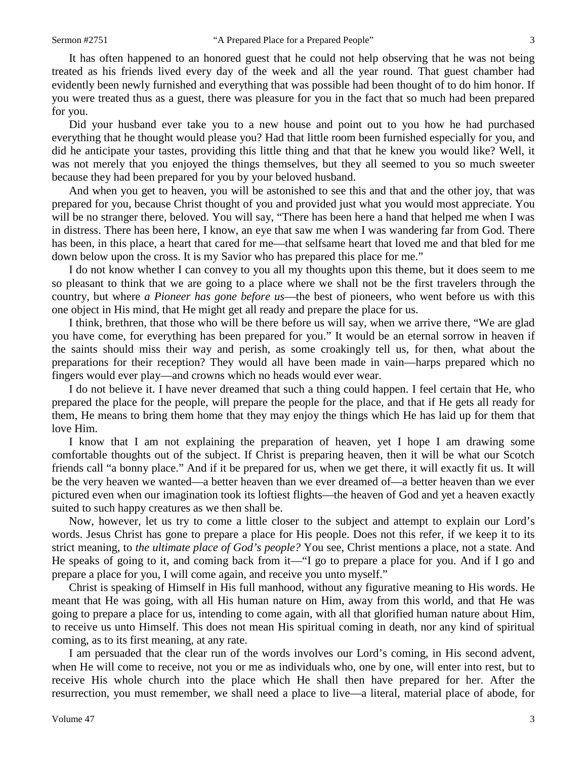It has often happened to an honored guest that he could not help observing that he was not being treated as his friends lived every day of the week and all the year round. That guest chamber had evidently been newly furnished and everything that was possible had been thought of to do him honor. If you were treated thus as a guest, there was pleasure for you in the fact that so much had been prepared for you.

Did your husband ever take you to a new house and point out to you how he had purchased everything that he thought would please you? Had that little room been furnished especially for you, and did he anticipate your tastes, providing this little thing and that that he knew you would like? Well, it was not merely that you enjoyed the things themselves, but they all seemed to you so much sweeter because they had been prepared for you by your beloved husband.

And when you get to heaven, you will be astonished to see this and that and the other joy, that was prepared for you, because Christ thought of you and provided just what you would most appreciate. You will be no stranger there, beloved. You will say, "There has been here a hand that helped me when I was in distress. There has been here, I know, an eye that saw me when I was wandering far from God. There has been, in this place, a heart that cared for me—that selfsame heart that loved me and that bled for me down below upon the cross. It is my Savior who has prepared this place for me."

I do not know whether I can convey to you all my thoughts upon this theme, but it does seem to me so pleasant to think that we are going to a place where we shall not be the first travelers through the country, but where *a Pioneer has gone before us*—the best of pioneers, who went before us with this one object in His mind, that He might get all ready and prepare the place for us.

I think, brethren, that those who will be there before us will say, when we arrive there, "We are glad you have come, for everything has been prepared for you." It would be an eternal sorrow in heaven if the saints should miss their way and perish, as some croakingly tell us, for then, what about the preparations for their reception? They would all have been made in vain—harps prepared which no fingers would ever play—and crowns which no heads would ever wear.

I do not believe it. I have never dreamed that such a thing could happen. I feel certain that He, who prepared the place for the people, will prepare the people for the place, and that if He gets all ready for them, He means to bring them home that they may enjoy the things which He has laid up for them that love Him.

I know that I am not explaining the preparation of heaven, yet I hope I am drawing some comfortable thoughts out of the subject. If Christ is preparing heaven, then it will be what our Scotch friends call "a bonny place." And if it be prepared for us, when we get there, it will exactly fit us. It will be the very heaven we wanted—a better heaven than we ever dreamed of—a better heaven than we ever pictured even when our imagination took its loftiest flights—the heaven of God and yet a heaven exactly suited to such happy creatures as we then shall be.

Now, however, let us try to come a little closer to the subject and attempt to explain our Lord's words. Jesus Christ has gone to prepare a place for His people. Does not this refer, if we keep it to its strict meaning, to *the ultimate place of God's people?* You see, Christ mentions a place, not a state. And He speaks of going to it, and coming back from it—"I go to prepare a place for you. And if I go and prepare a place for you, I will come again, and receive you unto myself."

Christ is speaking of Himself in His full manhood, without any figurative meaning to His words. He meant that He was going, with all His human nature on Him, away from this world, and that He was going to prepare a place for us, intending to come again, with all that glorified human nature about Him, to receive us unto Himself. This does not mean His spiritual coming in death, nor any kind of spiritual coming, as to its first meaning, at any rate.

I am persuaded that the clear run of the words involves our Lord's coming, in His second advent, when He will come to receive, not you or me as individuals who, one by one, will enter into rest, but to receive His whole church into the place which He shall then have prepared for her. After the resurrection, you must remember, we shall need a place to live—a literal, material place of abode, for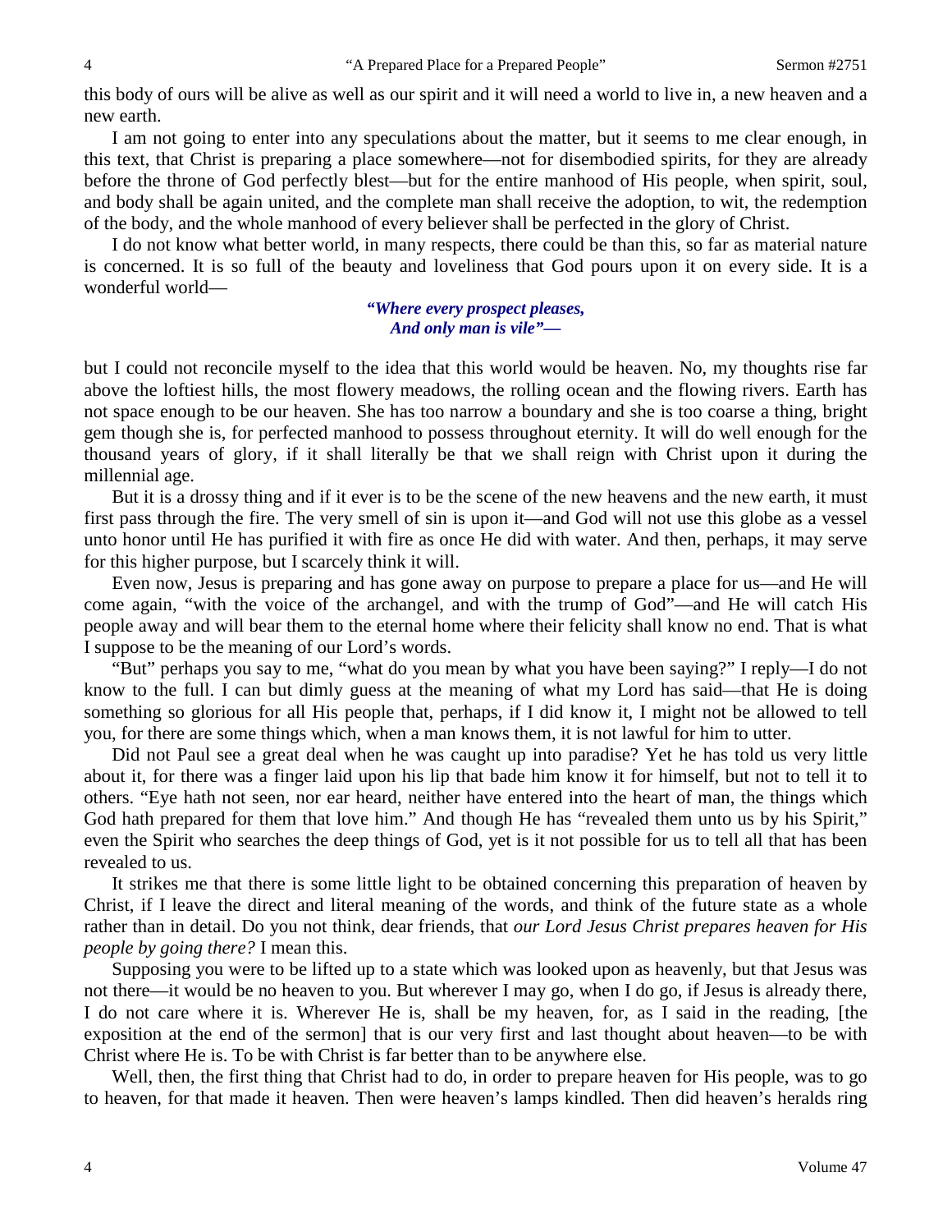this body of ours will be alive as well as our spirit and it will need a world to live in, a new heaven and a new earth.

I am not going to enter into any speculations about the matter, but it seems to me clear enough, in this text, that Christ is preparing a place somewhere—not for disembodied spirits, for they are already before the throne of God perfectly blest—but for the entire manhood of His people, when spirit, soul, and body shall be again united, and the complete man shall receive the adoption, to wit, the redemption of the body, and the whole manhood of every believer shall be perfected in the glory of Christ.

I do not know what better world, in many respects, there could be than this, so far as material nature is concerned. It is so full of the beauty and loveliness that God pours upon it on every side. It is a wonderful world—

> ***"Where every prospect pleases,***
> ***And only man is vile"—***

but I could not reconcile myself to the idea that this world would be heaven. No, my thoughts rise far above the loftiest hills, the most flowery meadows, the rolling ocean and the flowing rivers. Earth has not space enough to be our heaven. She has too narrow a boundary and she is too coarse a thing, bright gem though she is, for perfected manhood to possess throughout eternity. It will do well enough for the thousand years of glory, if it shall literally be that we shall reign with Christ upon it during the millennial age.

But it is a drossy thing and if it ever is to be the scene of the new heavens and the new earth, it must first pass through the fire. The very smell of sin is upon it—and God will not use this globe as a vessel unto honor until He has purified it with fire as once He did with water. And then, perhaps, it may serve for this higher purpose, but I scarcely think it will.

Even now, Jesus is preparing and has gone away on purpose to prepare a place for us—and He will come again, "with the voice of the archangel, and with the trump of God"—and He will catch His people away and will bear them to the eternal home where their felicity shall know no end. That is what I suppose to be the meaning of our Lord's words.

"But" perhaps you say to me, "what do you mean by what you have been saying?" I reply—I do not know to the full. I can but dimly guess at the meaning of what my Lord has said—that He is doing something so glorious for all His people that, perhaps, if I did know it, I might not be allowed to tell you, for there are some things which, when a man knows them, it is not lawful for him to utter.

Did not Paul see a great deal when he was caught up into paradise? Yet he has told us very little about it, for there was a finger laid upon his lip that bade him know it for himself, but not to tell it to others. "Eye hath not seen, nor ear heard, neither have entered into the heart of man, the things which God hath prepared for them that love him." And though He has "revealed them unto us by his Spirit," even the Spirit who searches the deep things of God, yet is it not possible for us to tell all that has been revealed to us.

It strikes me that there is some little light to be obtained concerning this preparation of heaven by Christ, if I leave the direct and literal meaning of the words, and think of the future state as a whole rather than in detail. Do you not think, dear friends, that *our Lord Jesus Christ prepares heaven for His people by going there?* I mean this.

Supposing you were to be lifted up to a state which was looked upon as heavenly, but that Jesus was not there—it would be no heaven to you. But wherever I may go, when I do go, if Jesus is already there, I do not care where it is. Wherever He is, shall be my heaven, for, as I said in the reading, [the exposition at the end of the sermon] that is our very first and last thought about heaven—to be with Christ where He is. To be with Christ is far better than to be anywhere else.

Well, then, the first thing that Christ had to do, in order to prepare heaven for His people, was to go to heaven, for that made it heaven. Then were heaven's lamps kindled. Then did heaven's heralds ring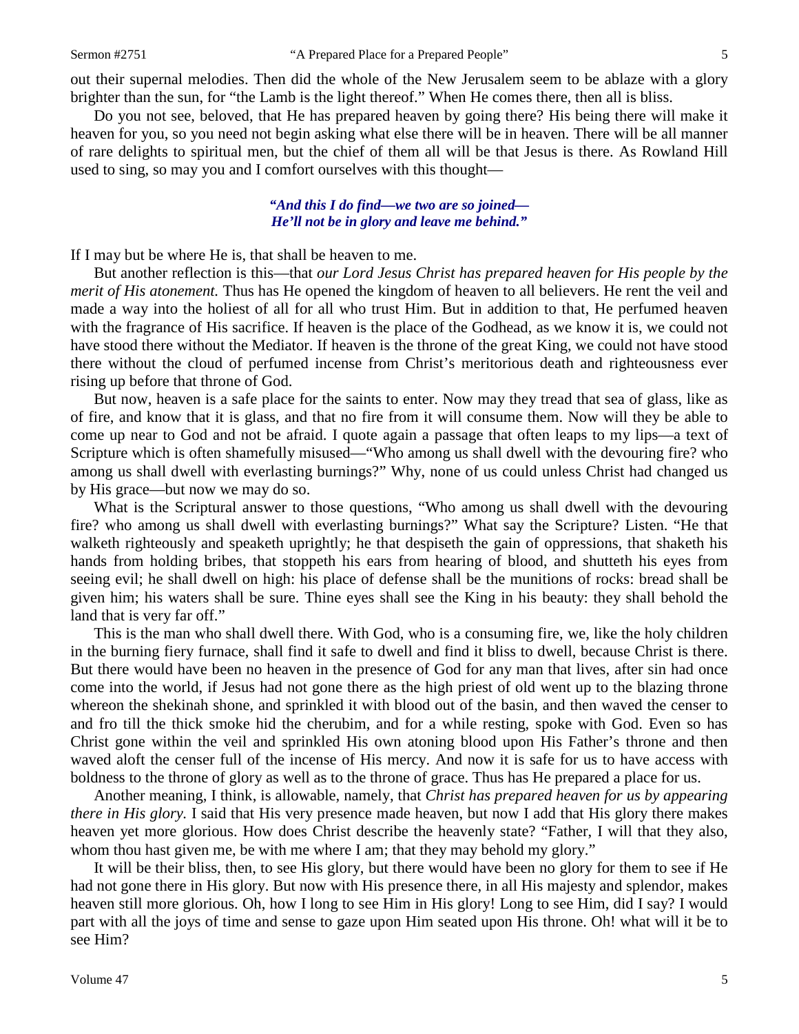out their supernal melodies. Then did the whole of the New Jerusalem seem to be ablaze with a glory brighter than the sun, for "the Lamb is the light thereof." When He comes there, then all is bliss.

Do you not see, beloved, that He has prepared heaven by going there? His being there will make it heaven for you, so you need not begin asking what else there will be in heaven. There will be all manner of rare delights to spiritual men, but the chief of them all will be that Jesus is there. As Rowland Hill used to sing, so may you and I comfort ourselves with this thought—

> *"And this I do find—we two are so joined—*
> *He'll not be in glory and leave me behind."*

If I may but be where He is, that shall be heaven to me.

But another reflection is this—that *our Lord Jesus Christ has prepared heaven for His people by the merit of His atonement.* Thus has He opened the kingdom of heaven to all believers. He rent the veil and made a way into the holiest of all for all who trust Him. But in addition to that, He perfumed heaven with the fragrance of His sacrifice. If heaven is the place of the Godhead, as we know it is, we could not have stood there without the Mediator. If heaven is the throne of the great King, we could not have stood there without the cloud of perfumed incense from Christ's meritorious death and righteousness ever rising up before that throne of God.

But now, heaven is a safe place for the saints to enter. Now may they tread that sea of glass, like as of fire, and know that it is glass, and that no fire from it will consume them. Now will they be able to come up near to God and not be afraid. I quote again a passage that often leaps to my lips—a text of Scripture which is often shamefully misused—"Who among us shall dwell with the devouring fire? who among us shall dwell with everlasting burnings?" Why, none of us could unless Christ had changed us by His grace—but now we may do so.

What is the Scriptural answer to those questions, "Who among us shall dwell with the devouring fire? who among us shall dwell with everlasting burnings?" What say the Scripture? Listen. "He that walketh righteously and speaketh uprightly; he that despiseth the gain of oppressions, that shaketh his hands from holding bribes, that stoppeth his ears from hearing of blood, and shutteth his eyes from seeing evil; he shall dwell on high: his place of defense shall be the munitions of rocks: bread shall be given him; his waters shall be sure. Thine eyes shall see the King in his beauty: they shall behold the land that is very far off."

This is the man who shall dwell there. With God, who is a consuming fire, we, like the holy children in the burning fiery furnace, shall find it safe to dwell and find it bliss to dwell, because Christ is there. But there would have been no heaven in the presence of God for any man that lives, after sin had once come into the world, if Jesus had not gone there as the high priest of old went up to the blazing throne whereon the shekinah shone, and sprinkled it with blood out of the basin, and then waved the censer to and fro till the thick smoke hid the cherubim, and for a while resting, spoke with God. Even so has Christ gone within the veil and sprinkled His own atoning blood upon His Father's throne and then waved aloft the censer full of the incense of His mercy. And now it is safe for us to have access with boldness to the throne of glory as well as to the throne of grace. Thus has He prepared a place for us.

Another meaning, I think, is allowable, namely, that *Christ has prepared heaven for us by appearing there in His glory.* I said that His very presence made heaven, but now I add that His glory there makes heaven yet more glorious. How does Christ describe the heavenly state? "Father, I will that they also, whom thou hast given me, be with me where I am; that they may behold my glory."

It will be their bliss, then, to see His glory, but there would have been no glory for them to see if He had not gone there in His glory. But now with His presence there, in all His majesty and splendor, makes heaven still more glorious. Oh, how I long to see Him in His glory! Long to see Him, did I say? I would part with all the joys of time and sense to gaze upon Him seated upon His throne. Oh! what will it be to see Him?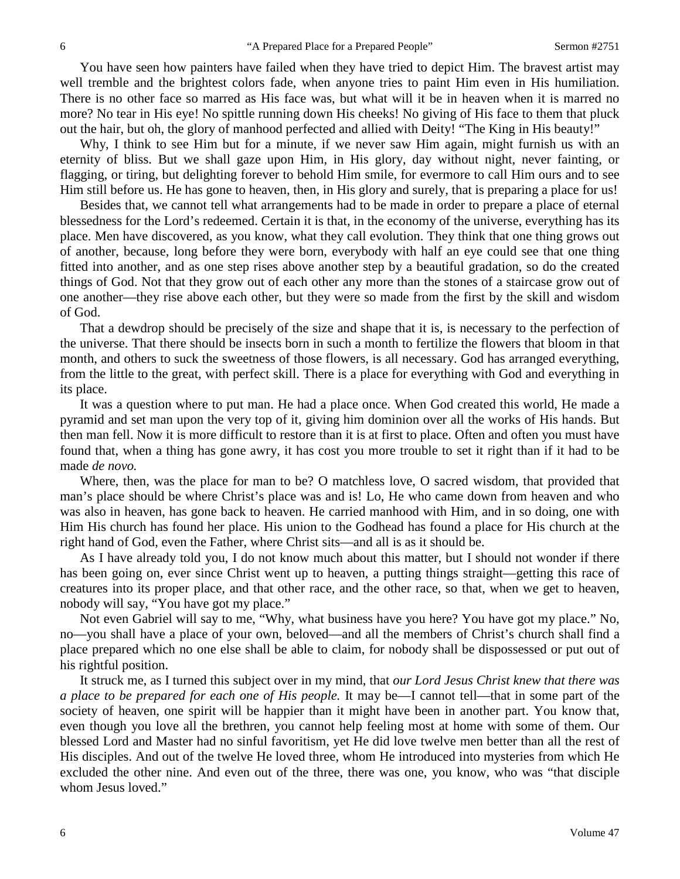You have seen how painters have failed when they have tried to depict Him. The bravest artist may well tremble and the brightest colors fade, when anyone tries to paint Him even in His humiliation. There is no other face so marred as His face was, but what will it be in heaven when it is marred no more? No tear in His eye! No spittle running down His cheeks! No giving of His face to them that pluck out the hair, but oh, the glory of manhood perfected and allied with Deity! "The King in His beauty!"

Why, I think to see Him but for a minute, if we never saw Him again, might furnish us with an eternity of bliss. But we shall gaze upon Him, in His glory, day without night, never fainting, or flagging, or tiring, but delighting forever to behold Him smile, for evermore to call Him ours and to see Him still before us. He has gone to heaven, then, in His glory and surely, that is preparing a place for us!

Besides that, we cannot tell what arrangements had to be made in order to prepare a place of eternal blessedness for the Lord's redeemed. Certain it is that, in the economy of the universe, everything has its place. Men have discovered, as you know, what they call evolution. They think that one thing grows out of another, because, long before they were born, everybody with half an eye could see that one thing fitted into another, and as one step rises above another step by a beautiful gradation, so do the created things of God. Not that they grow out of each other any more than the stones of a staircase grow out of one another—they rise above each other, but they were so made from the first by the skill and wisdom of God.

That a dewdrop should be precisely of the size and shape that it is, is necessary to the perfection of the universe. That there should be insects born in such a month to fertilize the flowers that bloom in that month, and others to suck the sweetness of those flowers, is all necessary. God has arranged everything, from the little to the great, with perfect skill. There is a place for everything with God and everything in its place.

It was a question where to put man. He had a place once. When God created this world, He made a pyramid and set man upon the very top of it, giving him dominion over all the works of His hands. But then man fell. Now it is more difficult to restore than it is at first to place. Often and often you must have found that, when a thing has gone awry, it has cost you more trouble to set it right than if it had to be made *de novo.*

Where, then, was the place for man to be? O matchless love, O sacred wisdom, that provided that man's place should be where Christ's place was and is! Lo, He who came down from heaven and who was also in heaven, has gone back to heaven. He carried manhood with Him, and in so doing, one with Him His church has found her place. His union to the Godhead has found a place for His church at the right hand of God, even the Father, where Christ sits—and all is as it should be.

As I have already told you, I do not know much about this matter, but I should not wonder if there has been going on, ever since Christ went up to heaven, a putting things straight—getting this race of creatures into its proper place, and that other race, and the other race, so that, when we get to heaven, nobody will say, "You have got my place."

Not even Gabriel will say to me, "Why, what business have you here? You have got my place." No, no—you shall have a place of your own, beloved—and all the members of Christ's church shall find a place prepared which no one else shall be able to claim, for nobody shall be dispossessed or put out of his rightful position.

It struck me, as I turned this subject over in my mind, that *our Lord Jesus Christ knew that there was a place to be prepared for each one of His people.* It may be—I cannot tell—that in some part of the society of heaven, one spirit will be happier than it might have been in another part. You know that, even though you love all the brethren, you cannot help feeling most at home with some of them. Our blessed Lord and Master had no sinful favoritism, yet He did love twelve men better than all the rest of His disciples. And out of the twelve He loved three, whom He introduced into mysteries from which He excluded the other nine. And even out of the three, there was one, you know, who was "that disciple whom Jesus loved."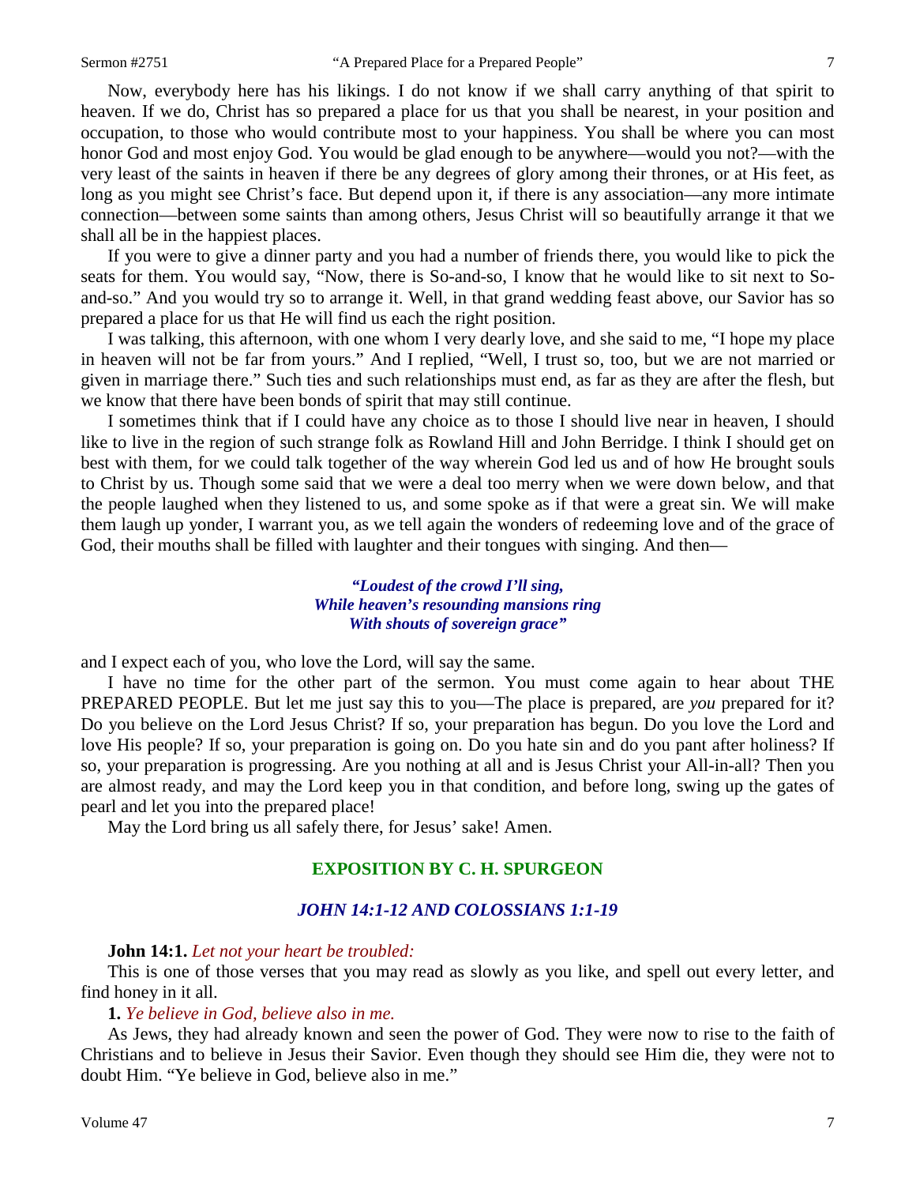Now, everybody here has his likings. I do not know if we shall carry anything of that spirit to heaven. If we do, Christ has so prepared a place for us that you shall be nearest, in your position and occupation, to those who would contribute most to your happiness. You shall be where you can most honor God and most enjoy God. You would be glad enough to be anywhere—would you not?—with the very least of the saints in heaven if there be any degrees of glory among their thrones, or at His feet, as long as you might see Christ's face. But depend upon it, if there is any association—any more intimate connection—between some saints than among others, Jesus Christ will so beautifully arrange it that we shall all be in the happiest places.

If you were to give a dinner party and you had a number of friends there, you would like to pick the seats for them. You would say, "Now, there is So-and-so, I know that he would like to sit next to So-and-so." And you would try so to arrange it. Well, in that grand wedding feast above, our Savior has so prepared a place for us that He will find us each the right position.

I was talking, this afternoon, with one whom I very dearly love, and she said to me, "I hope my place in heaven will not be far from yours." And I replied, "Well, I trust so, too, but we are not married or given in marriage there." Such ties and such relationships must end, as far as they are after the flesh, but we know that there have been bonds of spirit that may still continue.

I sometimes think that if I could have any choice as to those I should live near in heaven, I should like to live in the region of such strange folk as Rowland Hill and John Berridge. I think I should get on best with them, for we could talk together of the way wherein God led us and of how He brought souls to Christ by us. Though some said that we were a deal too merry when we were down below, and that the people laughed when they listened to us, and some spoke as if that were a great sin. We will make them laugh up yonder, I warrant you, as we tell again the wonders of redeeming love and of the grace of God, their mouths shall be filled with laughter and their tongues with singing. And then—

> ***"Loudest of the crowd I'll sing,***
> ***While heaven's resounding mansions ring***
> ***With shouts of sovereign grace"***

and I expect each of you, who love the Lord, will say the same.

I have no time for the other part of the sermon. You must come again to hear about THE PREPARED PEOPLE. But let me just say this to you—The place is prepared, are *you* prepared for it? Do you believe on the Lord Jesus Christ? If so, your preparation has begun. Do you love the Lord and love His people? If so, your preparation is going on. Do you hate sin and do you pant after holiness? If so, your preparation is progressing. Are you nothing at all and is Jesus Christ your All-in-all? Then you are almost ready, and may the Lord keep you in that condition, and before long, swing up the gates of pearl and let you into the prepared place!

May the Lord bring us all safely there, for Jesus' sake! Amen.

## EXPOSITION BY C. H. SPURGEON

### *JOHN 14:1-12 AND COLOSSIANS 1:1-19*

**John 14:1.** *Let not your heart be troubled:*

This is one of those verses that you may read as slowly as you like, and spell out every letter, and find honey in it all.

**1.** *Ye believe in God, believe also in me.*

As Jews, they had already known and seen the power of God. They were now to rise to the faith of Christians and to believe in Jesus their Savior. Even though they should see Him die, they were not to doubt Him. "Ye believe in God, believe also in me."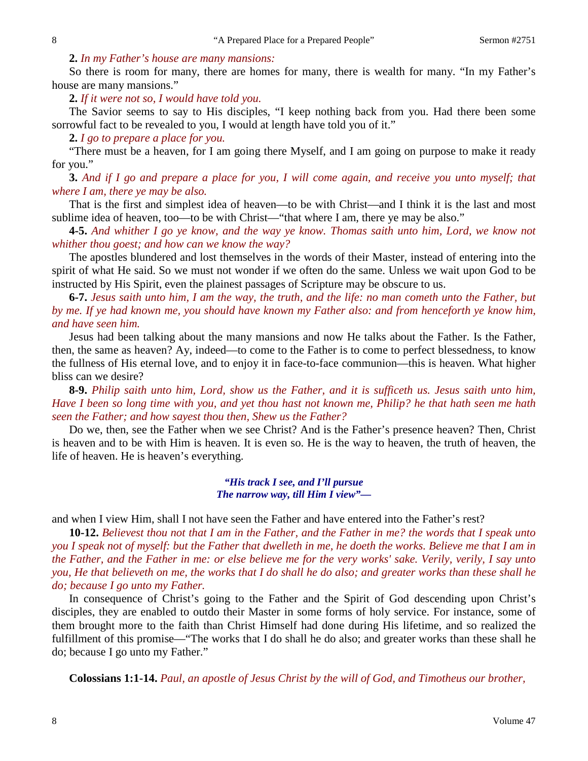**2.** *In my Father's house are many mansions:*

So there is room for many, there are homes for many, there is wealth for many. "In my Father's house are many mansions."

**2.** *If it were not so, I would have told you.*

The Savior seems to say to His disciples, "I keep nothing back from you. Had there been some sorrowful fact to be revealed to you, I would at length have told you of it."

**2.** *I go to prepare a place for you.*

"There must be a heaven, for I am going there Myself, and I am going on purpose to make it ready for you."

**3.** *And if I go and prepare a place for you, I will come again, and receive you unto myself; that where I am, there ye may be also.*

That is the first and simplest idea of heaven—to be with Christ—and I think it is the last and most sublime idea of heaven, too—to be with Christ—"that where I am, there ye may be also."

**4-5.** *And whither I go ye know, and the way ye know. Thomas saith unto him, Lord, we know not whither thou goest; and how can we know the way?*

The apostles blundered and lost themselves in the words of their Master, instead of entering into the spirit of what He said. So we must not wonder if we often do the same. Unless we wait upon God to be instructed by His Spirit, even the plainest passages of Scripture may be obscure to us.

**6-7.** *Jesus saith unto him, I am the way, the truth, and the life: no man cometh unto the Father, but by me. If ye had known me, you should have known my Father also: and from henceforth ye know him, and have seen him.*

Jesus had been talking about the many mansions and now He talks about the Father. Is the Father, then, the same as heaven? Ay, indeed—to come to the Father is to come to perfect blessedness, to know the fullness of His eternal love, and to enjoy it in face-to-face communion—this is heaven. What higher bliss can we desire?

**8-9.** *Philip saith unto him, Lord, show us the Father, and it is sufficeth us. Jesus saith unto him, Have I been so long time with you, and yet thou hast not known me, Philip? he that hath seen me hath seen the Father; and how sayest thou then, Shew us the Father?*

Do we, then, see the Father when we see Christ? And is the Father's presence heaven? Then, Christ is heaven and to be with Him is heaven. It is even so. He is the way to heaven, the truth of heaven, the life of heaven. He is heaven's everything.

> ***"His track I see, and I'll pursue***
> ***The narrow way, till Him I view"—***

and when I view Him, shall I not have seen the Father and have entered into the Father's rest?

**10-12.** *Believest thou not that I am in the Father, and the Father in me? the words that I speak unto you I speak not of myself: but the Father that dwelleth in me, he doeth the works. Believe me that I am in the Father, and the Father in me: or else believe me for the very works' sake. Verily, verily, I say unto you, He that believeth on me, the works that I do shall he do also; and greater works than these shall he do; because I go unto my Father.*

In consequence of Christ's going to the Father and the Spirit of God descending upon Christ's disciples, they are enabled to outdo their Master in some forms of holy service. For instance, some of them brought more to the faith than Christ Himself had done during His lifetime, and so realized the fulfillment of this promise—"The works that I do shall he do also; and greater works than these shall he do; because I go unto my Father."

**Colossians 1:1-14.** *Paul, an apostle of Jesus Christ by the will of God, and Timotheus our brother,*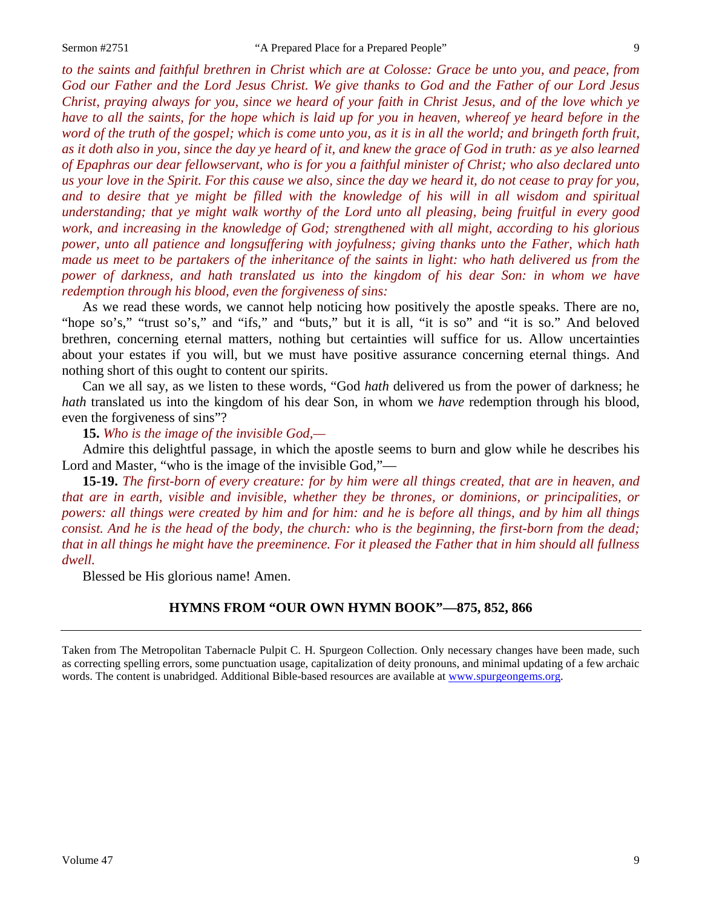*to the saints and faithful brethren in Christ which are at Colosse: Grace be unto you, and peace, from God our Father and the Lord Jesus Christ. We give thanks to God and the Father of our Lord Jesus Christ, praying always for you, since we heard of your faith in Christ Jesus, and of the love which ye have to all the saints, for the hope which is laid up for you in heaven, whereof ye heard before in the word of the truth of the gospel; which is come unto you, as it is in all the world; and bringeth forth fruit, as it doth also in you, since the day ye heard of it, and knew the grace of God in truth: as ye also learned of Epaphras our dear fellowservant, who is for you a faithful minister of Christ; who also declared unto us your love in the Spirit. For this cause we also, since the day we heard it, do not cease to pray for you, and to desire that ye might be filled with the knowledge of his will in all wisdom and spiritual understanding; that ye might walk worthy of the Lord unto all pleasing, being fruitful in every good work, and increasing in the knowledge of God; strengthened with all might, according to his glorious power, unto all patience and longsuffering with joyfulness; giving thanks unto the Father, which hath made us meet to be partakers of the inheritance of the saints in light: who hath delivered us from the power of darkness, and hath translated us into the kingdom of his dear Son: in whom we have redemption through his blood, even the forgiveness of sins:*

As we read these words, we cannot help noticing how positively the apostle speaks. There are no, "hope so's," "trust so's," and "ifs," and "buts," but it is all, "it is so" and "it is so." And beloved brethren, concerning eternal matters, nothing but certainties will suffice for us. Allow uncertainties about your estates if you will, but we must have positive assurance concerning eternal things. And nothing short of this ought to content our spirits.

Can we all say, as we listen to these words, "God *hath* delivered us from the power of darkness; he *hath* translated us into the kingdom of his dear Son, in whom we *have* redemption through his blood, even the forgiveness of sins"?

**15.** *Who is the image of the invisible God,—*

Admire this delightful passage, in which the apostle seems to burn and glow while he describes his Lord and Master, "who is the image of the invisible God,"—

**15-19.** *The first-born of every creature: for by him were all things created, that are in heaven, and that are in earth, visible and invisible, whether they be thrones, or dominions, or principalities, or powers: all things were created by him and for him: and he is before all things, and by him all things consist. And he is the head of the body, the church: who is the beginning, the first-born from the dead; that in all things he might have the preeminence. For it pleased the Father that in him should all fullness dwell.*

Blessed be His glorious name! Amen.

## HYMNS FROM "OUR OWN HYMN BOOK"—875, 852, 866

---

Taken from The Metropolitan Tabernacle Pulpit C. H. Spurgeon Collection. Only necessary changes have been made, such as correcting spelling errors, some punctuation usage, capitalization of deity pronouns, and minimal updating of a few archaic words. The content is unabridged. Additional Bible-based resources are available at www.spurgeongems.org.